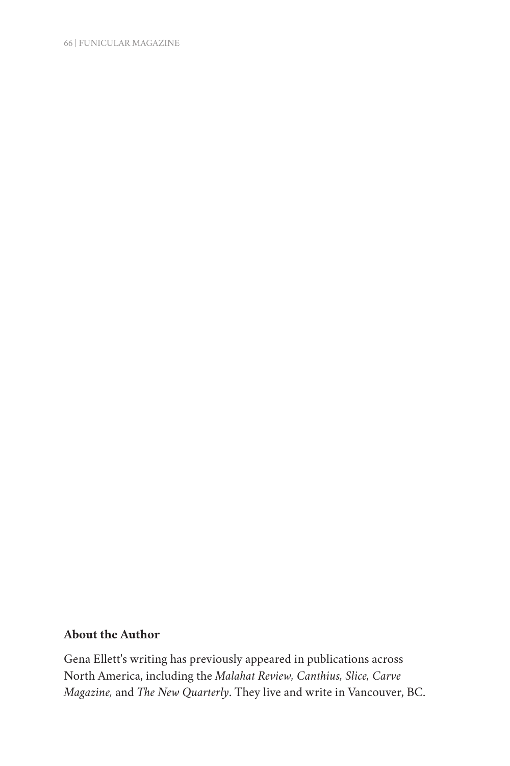**About the Author**

Gena Ellett's writing has previously appeared in publications across North America, including the *Malahat Review, Canthius, Slice, Carve Magazine,* and *The New Quarterly*. They live and write in Vancouver, BC.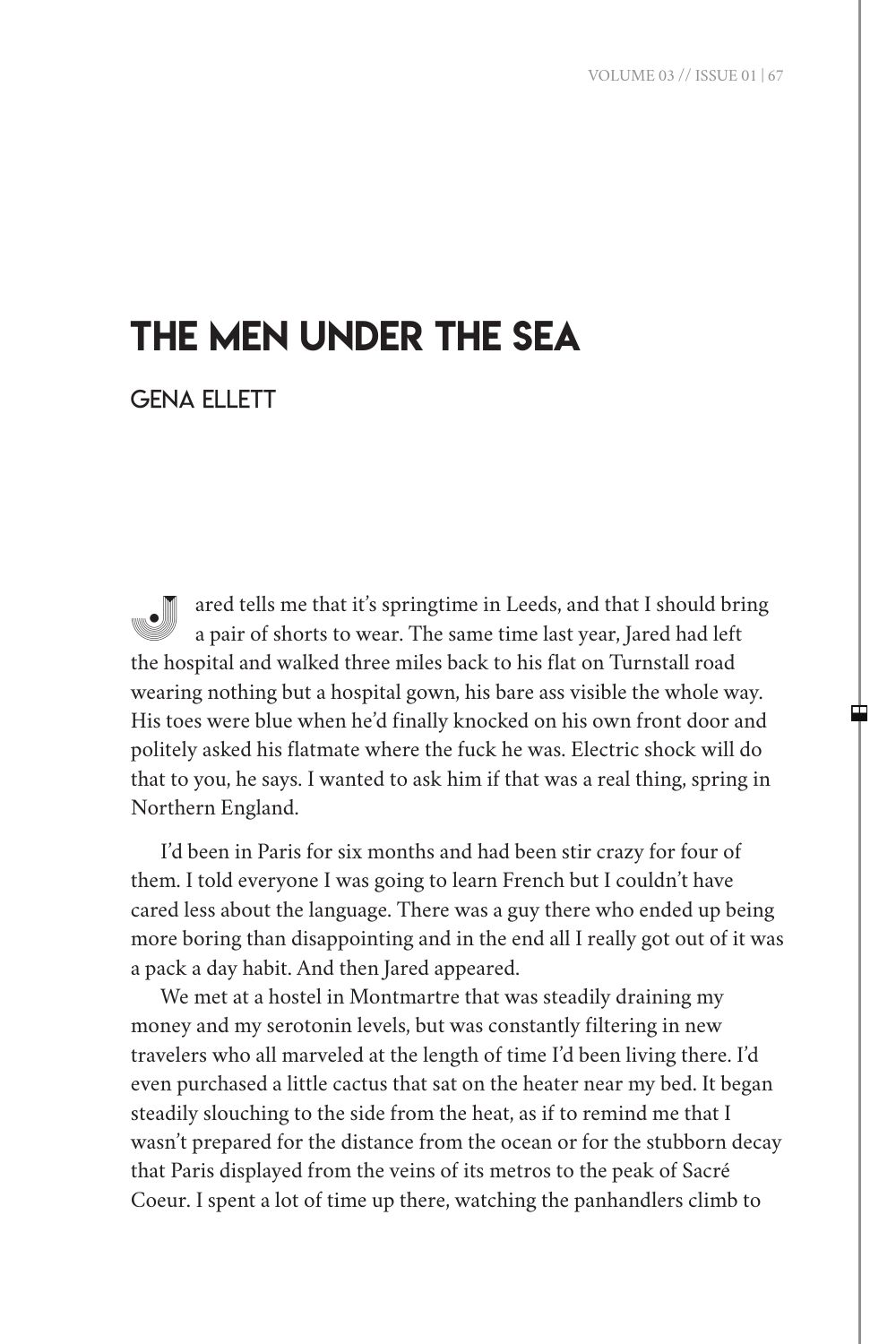# THE MEN UNDER THE SEA

## GENA ELLETT

Jared tells me that it's springtime in Leeds, and that I should bring a pair of shorts to wear. The same time last year, Jared had left the hospital and walked three miles back to his flat on Turnstall road wearing nothing but a hospital gown, his bare ass visible the whole way. His toes were blue when he'd finally knocked on his own front door and politely asked his flatmate where the fuck he was. Electric shock will do that to you, he says. I wanted to ask him if that was a real thing, spring in Northern England.

I'd been in Paris for six months and had been stir crazy for four of them. I told everyone I was going to learn French but I couldn't have cared less about the language. There was a guy there who ended up being more boring than disappointing and in the end all I really got out of it was a pack a day habit. And then Jared appeared.

We met at a hostel in Montmartre that was steadily draining my money and my serotonin levels, but was constantly filtering in new travelers who all marveled at the length of time I'd been living there. I'd even purchased a little cactus that sat on the heater near my bed. It began steadily slouching to the side from the heat, as if to remind me that I wasn't prepared for the distance from the ocean or for the stubborn decay that Paris displayed from the veins of its metros to the peak of Sacré Coeur. I spent a lot of time up there, watching the panhandlers climb to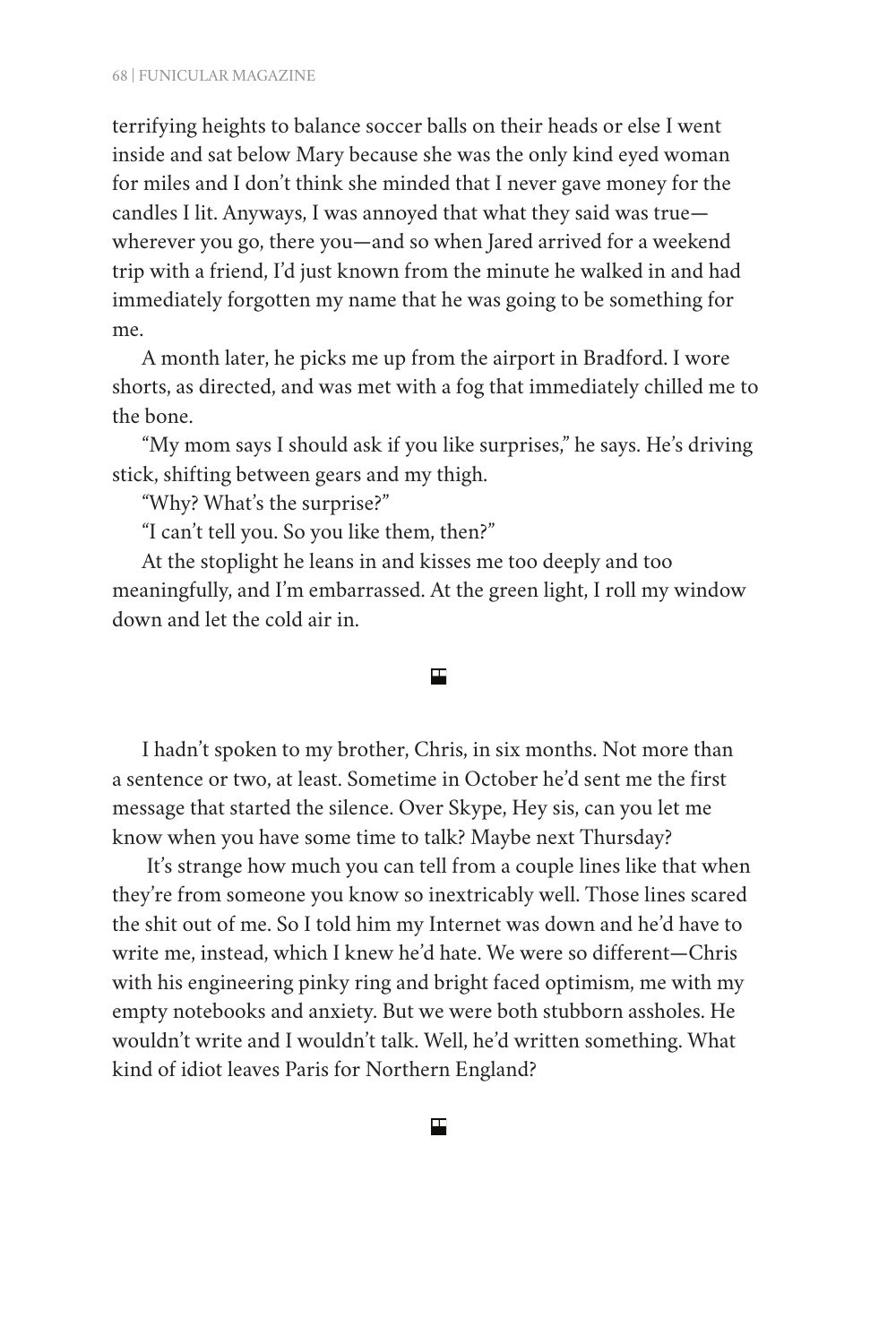terrifying heights to balance soccer balls on their heads or else I went inside and sat below Mary because she was the only kind eyed woman for miles and I don't think she minded that I never gave money for the candles I lit. Anyways, I was annoyed that what they said was true—wherever you go, there you—and so when Jared arrived for a weekend trip with a friend, I'd just known from the minute he walked in and had immediately forgotten my name that he was going to be something for me.

A month later, he picks me up from the airport in Bradford. I wore shorts, as directed, and was met with a fog that immediately chilled me to the bone.

"My mom says I should ask if you like surprises," he says. He's driving stick, shifting between gears and my thigh.

"Why? What's the surprise?"

"I can't tell you. So you like them, then?"

At the stoplight he leans in and kisses me too deeply and too meaningfully, and I'm embarrassed. At the green light, I roll my window down and let the cold air in.

---

I hadn't spoken to my brother, Chris, in six months. Not more than a sentence or two, at least. Sometime in October he'd sent me the first message that started the silence. Over Skype, Hey sis, can you let me know when you have some time to talk? Maybe next Thursday?

It's strange how much you can tell from a couple lines like that when they're from someone you know so inextricably well. Those lines scared the shit out of me. So I told him my Internet was down and he'd have to write me, instead, which I knew he'd hate. We were so different—Chris with his engineering pinky ring and bright faced optimism, me with my empty notebooks and anxiety. But we were both stubborn assholes. He wouldn't write and I wouldn't talk. Well, he'd written something. What kind of idiot leaves Paris for Northern England?

---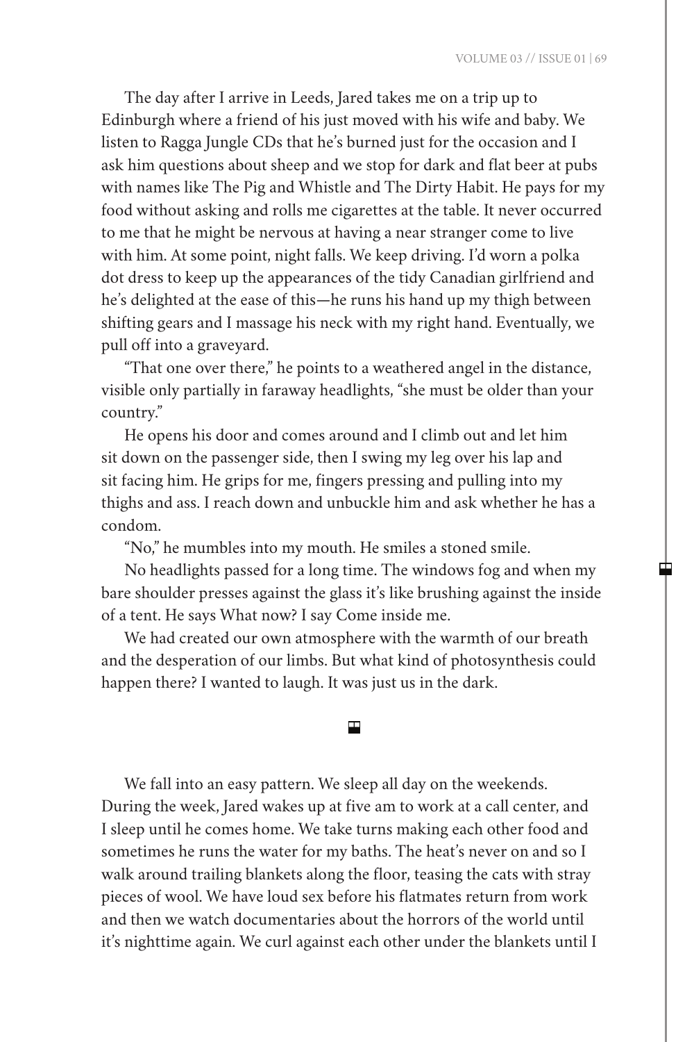The day after I arrive in Leeds, Jared takes me on a trip up to Edinburgh where a friend of his just moved with his wife and baby. We listen to Ragga Jungle CDs that he's burned just for the occasion and I ask him questions about sheep and we stop for dark and flat beer at pubs with names like The Pig and Whistle and The Dirty Habit. He pays for my food without asking and rolls me cigarettes at the table. It never occurred to me that he might be nervous at having a near stranger come to live with him. At some point, night falls. We keep driving. I'd worn a polka dot dress to keep up the appearances of the tidy Canadian girlfriend and he's delighted at the ease of this—he runs his hand up my thigh between shifting gears and I massage his neck with my right hand. Eventually, we pull off into a graveyard.

"That one over there," he points to a weathered angel in the distance, visible only partially in faraway headlights, "she must be older than your country."

He opens his door and comes around and I climb out and let him sit down on the passenger side, then I swing my leg over his lap and sit facing him. He grips for me, fingers pressing and pulling into my thighs and ass. I reach down and unbuckle him and ask whether he has a condom.

"No," he mumbles into my mouth. He smiles a stoned smile.

No headlights passed for a long time. The windows fog and when my bare shoulder presses against the glass it's like brushing against the inside of a tent. He says What now? I say Come inside me.

We had created our own atmosphere with the warmth of our breath and the desperation of our limbs. But what kind of photosynthesis could happen there? I wanted to laugh. It was just us in the dark.

We fall into an easy pattern. We sleep all day on the weekends. During the week, Jared wakes up at five am to work at a call center, and I sleep until he comes home. We take turns making each other food and sometimes he runs the water for my baths. The heat's never on and so I walk around trailing blankets along the floor, teasing the cats with stray pieces of wool. We have loud sex before his flatmates return from work and then we watch documentaries about the horrors of the world until it's nighttime again. We curl against each other under the blankets until I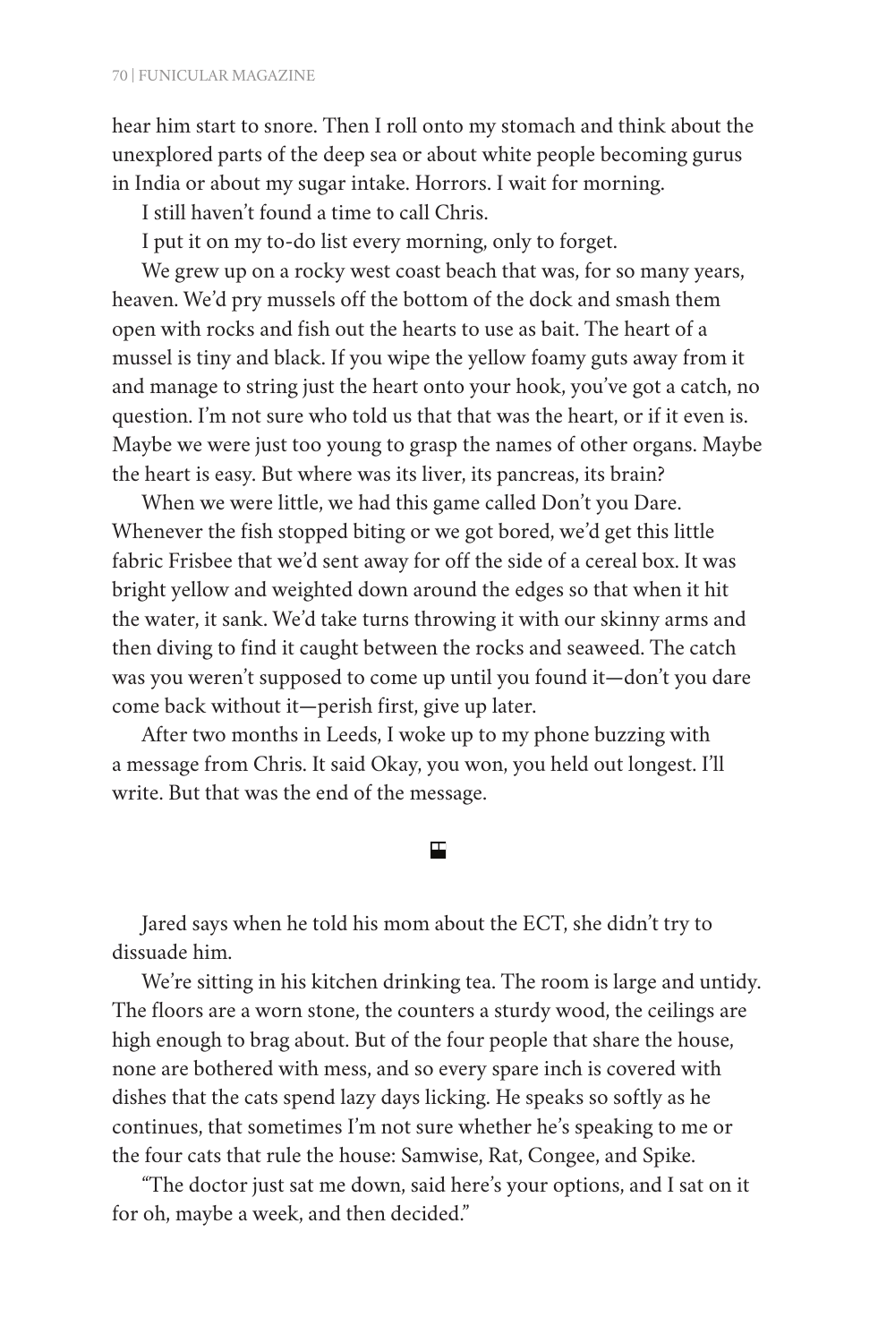hear him start to snore. Then I roll onto my stomach and think about the unexplored parts of the deep sea or about white people becoming gurus in India or about my sugar intake. Horrors. I wait for morning.

I still haven't found a time to call Chris.

I put it on my to-do list every morning, only to forget.

We grew up on a rocky west coast beach that was, for so many years, heaven. We'd pry mussels off the bottom of the dock and smash them open with rocks and fish out the hearts to use as bait. The heart of a mussel is tiny and black. If you wipe the yellow foamy guts away from it and manage to string just the heart onto your hook, you've got a catch, no question. I'm not sure who told us that that was the heart, or if it even is. Maybe we were just too young to grasp the names of other organs. Maybe the heart is easy. But where was its liver, its pancreas, its brain?

When we were little, we had this game called Don't you Dare. Whenever the fish stopped biting or we got bored, we'd get this little fabric Frisbee that we'd sent away for off the side of a cereal box. It was bright yellow and weighted down around the edges so that when it hit the water, it sank. We'd take turns throwing it with our skinny arms and then diving to find it caught between the rocks and seaweed. The catch was you weren't supposed to come up until you found it—don't you dare come back without it—perish first, give up later.

After two months in Leeds, I woke up to my phone buzzing with a message from Chris. It said Okay, you won, you held out longest. I'll write. But that was the end of the message.

---

Jared says when he told his mom about the ECT, she didn't try to dissuade him.

We're sitting in his kitchen drinking tea. The room is large and untidy. The floors are a worn stone, the counters a sturdy wood, the ceilings are high enough to brag about. But of the four people that share the house, none are bothered with mess, and so every spare inch is covered with dishes that the cats spend lazy days licking. He speaks so softly as he continues, that sometimes I'm not sure whether he's speaking to me or the four cats that rule the house: Samwise, Rat, Congee, and Spike.

"The doctor just sat me down, said here's your options, and I sat on it for oh, maybe a week, and then decided."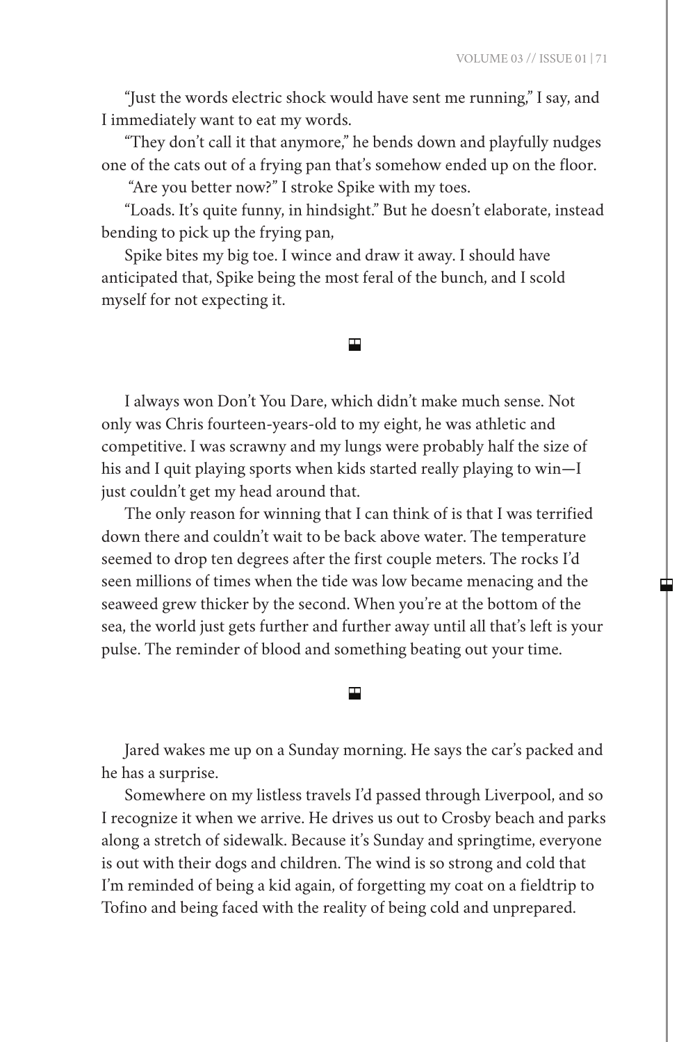"Just the words electric shock would have sent me running," I say, and I immediately want to eat my words.

"They don't call it that anymore," he bends down and playfully nudges one of the cats out of a frying pan that's somehow ended up on the floor.

"Are you better now?" I stroke Spike with my toes.

"Loads. It's quite funny, in hindsight." But he doesn't elaborate, instead bending to pick up the frying pan,

Spike bites my big toe. I wince and draw it away. I should have anticipated that, Spike being the most feral of the bunch, and I scold myself for not expecting it.

---

I always won Don't You Dare, which didn't make much sense. Not only was Chris fourteen-years-old to my eight, he was athletic and competitive. I was scrawny and my lungs were probably half the size of his and I quit playing sports when kids started really playing to win—I just couldn't get my head around that.

The only reason for winning that I can think of is that I was terrified down there and couldn't wait to be back above water. The temperature seemed to drop ten degrees after the first couple meters. The rocks I'd seen millions of times when the tide was low became menacing and the seaweed grew thicker by the second. When you're at the bottom of the sea, the world just gets further and further away until all that's left is your pulse. The reminder of blood and something beating out your time.

---

Jared wakes me up on a Sunday morning. He says the car's packed and he has a surprise.

Somewhere on my listless travels I'd passed through Liverpool, and so I recognize it when we arrive. He drives us out to Crosby beach and parks along a stretch of sidewalk. Because it's Sunday and springtime, everyone is out with their dogs and children. The wind is so strong and cold that I'm reminded of being a kid again, of forgetting my coat on a fieldtrip to Tofino and being faced with the reality of being cold and unprepared.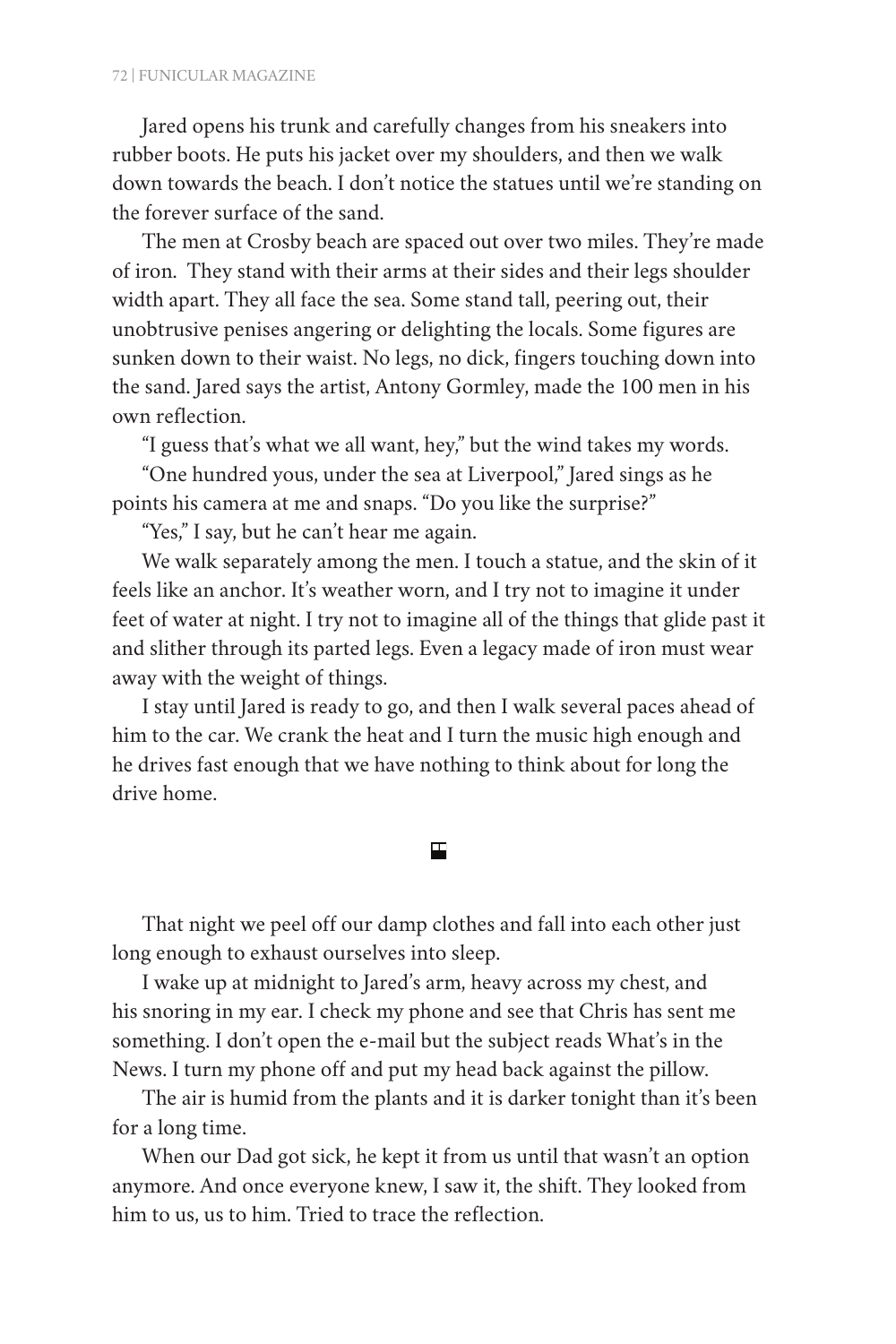Jared opens his trunk and carefully changes from his sneakers into rubber boots. He puts his jacket over my shoulders, and then we walk down towards the beach. I don't notice the statues until we're standing on the forever surface of the sand.

The men at Crosby beach are spaced out over two miles. They're made of iron. They stand with their arms at their sides and their legs shoulder width apart. They all face the sea. Some stand tall, peering out, their unobtrusive penises angering or delighting the locals. Some figures are sunken down to their waist. No legs, no dick, fingers touching down into the sand. Jared says the artist, Antony Gormley, made the 100 men in his own reflection.

"I guess that's what we all want, hey," but the wind takes my words.

"One hundred yous, under the sea at Liverpool," Jared sings as he points his camera at me and snaps. "Do you like the surprise?"

"Yes," I say, but he can't hear me again.

We walk separately among the men. I touch a statue, and the skin of it feels like an anchor. It's weather worn, and I try not to imagine it under feet of water at night. I try not to imagine all of the things that glide past it and slither through its parted legs. Even a legacy made of iron must wear away with the weight of things.

I stay until Jared is ready to go, and then I walk several paces ahead of him to the car. We crank the heat and I turn the music high enough and he drives fast enough that we have nothing to think about for long the drive home.

---

That night we peel off our damp clothes and fall into each other just long enough to exhaust ourselves into sleep.

I wake up at midnight to Jared's arm, heavy across my chest, and his snoring in my ear. I check my phone and see that Chris has sent me something. I don't open the e-mail but the subject reads What's in the News. I turn my phone off and put my head back against the pillow.

The air is humid from the plants and it is darker tonight than it's been for a long time.

When our Dad got sick, he kept it from us until that wasn't an option anymore. And once everyone knew, I saw it, the shift. They looked from him to us, us to him. Tried to trace the reflection.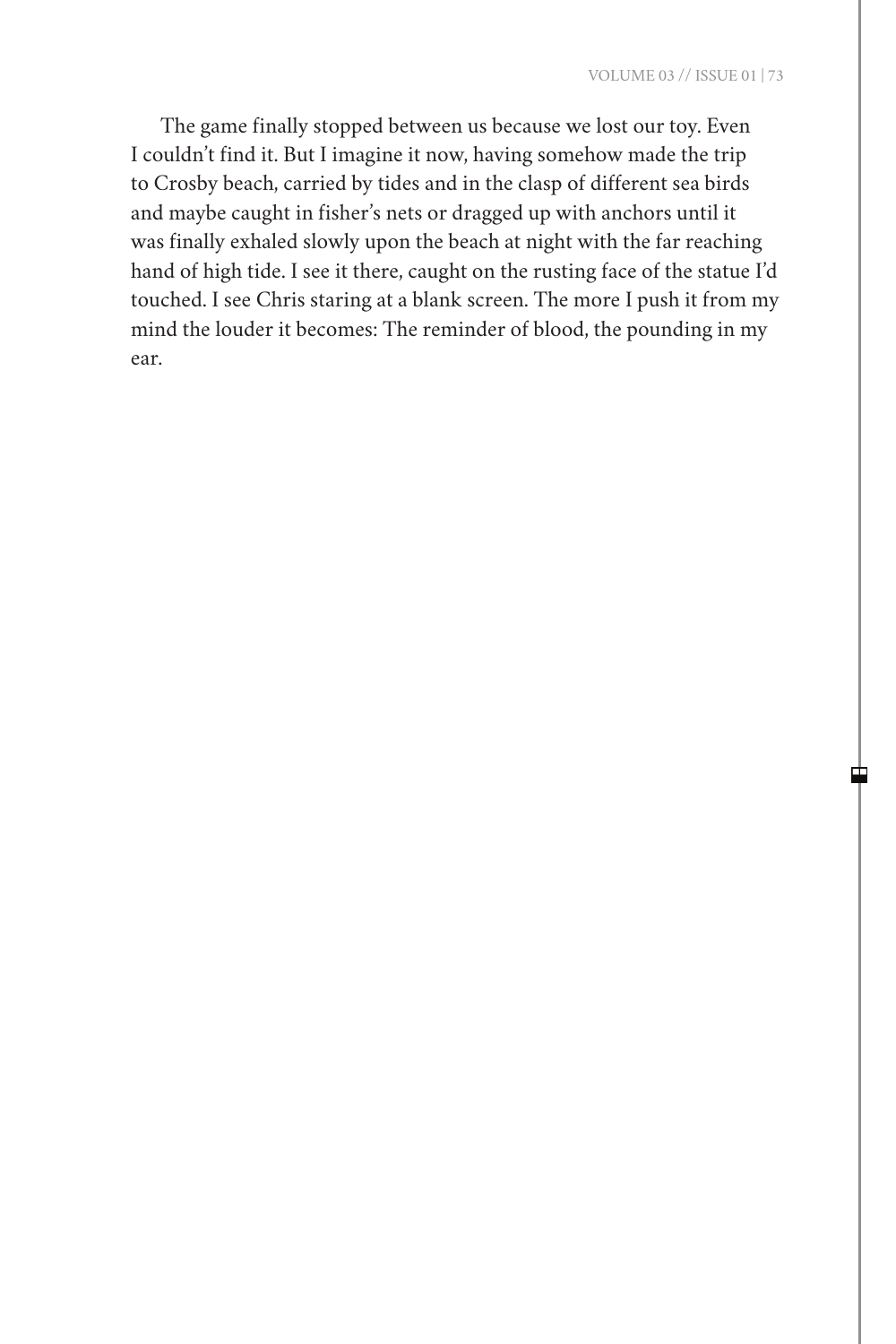The game finally stopped between us because we lost our toy. Even I couldn't find it. But I imagine it now, having somehow made the trip to Crosby beach, carried by tides and in the clasp of different sea birds and maybe caught in fisher's nets or dragged up with anchors until it was finally exhaled slowly upon the beach at night with the far reaching hand of high tide. I see it there, caught on the rusting face of the statue I'd touched. I see Chris staring at a blank screen. The more I push it from my mind the louder it becomes: The reminder of blood, the pounding in my ear.